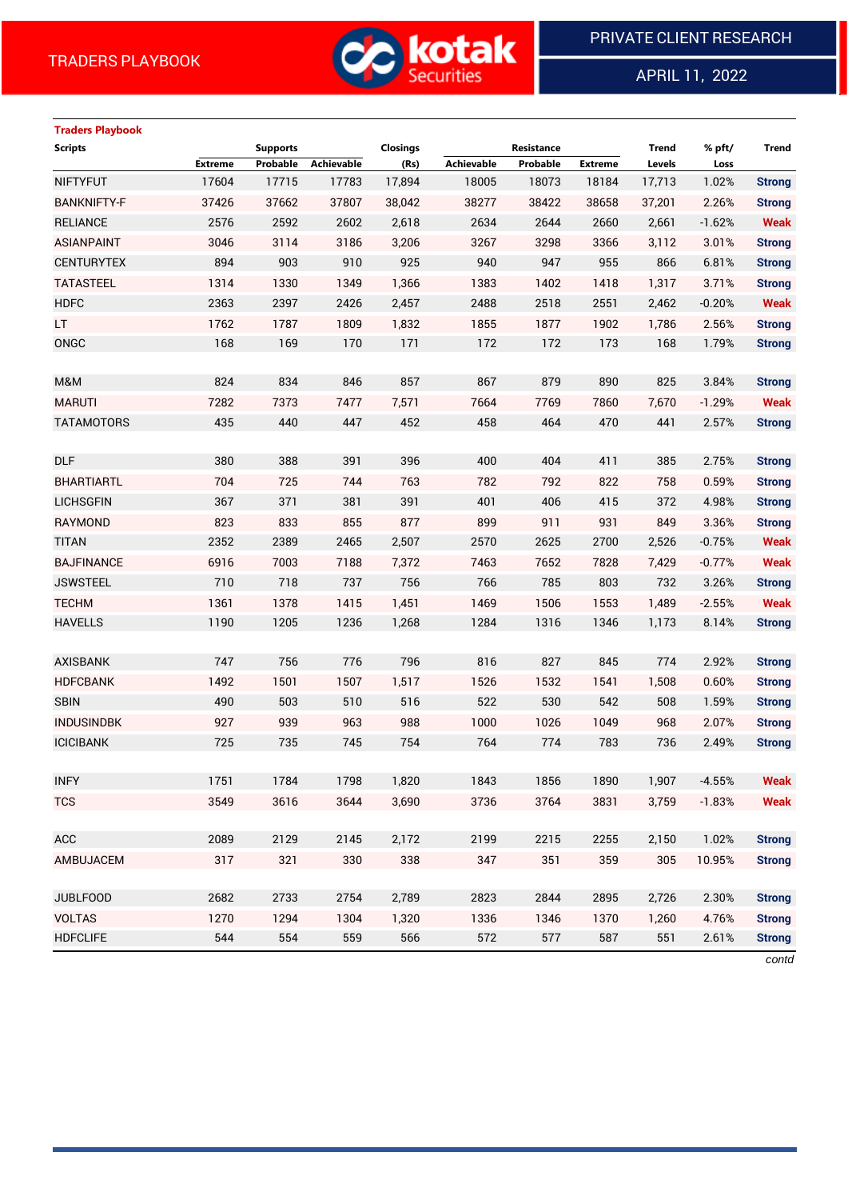TRADERS PLAYBOOK

PRIVATE CLIENT RESEARCH

APRIL 11, 2022

**Traders Playbook**

| Scripts | Supports | | | Closings | Resistance | | | Trend | % pft/ | Trend |
|---|---|---|---|---|---|---|---|---|---|---|
| | Extreme | Probable | Achievable | (Rs) | Achievable | Probable | Extreme | Levels | Loss | |
| NIFTYFUT | 17604 | 17715 | 17783 | 17,894 | 18005 | 18073 | 18184 | 17,713 | 1.02% | Strong |
| BANKNIFTY-F | 37426 | 37662 | 37807 | 38,042 | 38277 | 38422 | 38658 | 37,201 | 2.26% | Strong |
| RELIANCE | 2576 | 2592 | 2602 | 2,618 | 2634 | 2644 | 2660 | 2,661 | -1.62% | Weak |
| ASIANPAINT | 3046 | 3114 | 3186 | 3,206 | 3267 | 3298 | 3366 | 3,112 | 3.01% | Strong |
| CENTURYTEX | 894 | 903 | 910 | 925 | 940 | 947 | 955 | 866 | 6.81% | Strong |
| TATASTEEL | 1314 | 1330 | 1349 | 1,366 | 1383 | 1402 | 1418 | 1,317 | 3.71% | Strong |
| HDFC | 2363 | 2397 | 2426 | 2,457 | 2488 | 2518 | 2551 | 2,462 | -0.20% | Weak |
| LT | 1762 | 1787 | 1809 | 1,832 | 1855 | 1877 | 1902 | 1,786 | 2.56% | Strong |
| ONGC | 168 | 169 | 170 | 171 | 172 | 172 | 173 | 168 | 1.79% | Strong |
| | | | | | | | | | | |
| M&M | 824 | 834 | 846 | 857 | 867 | 879 | 890 | 825 | 3.84% | Strong |
| MARUTI | 7282 | 7373 | 7477 | 7,571 | 7664 | 7769 | 7860 | 7,670 | -1.29% | Weak |
| TATAMOTORS | 435 | 440 | 447 | 452 | 458 | 464 | 470 | 441 | 2.57% | Strong |
| | | | | | | | | | | |
| DLF | 380 | 388 | 391 | 396 | 400 | 404 | 411 | 385 | 2.75% | Strong |
| BHARTIARTL | 704 | 725 | 744 | 763 | 782 | 792 | 822 | 758 | 0.59% | Strong |
| LICHSGFIN | 367 | 371 | 381 | 391 | 401 | 406 | 415 | 372 | 4.98% | Strong |
| RAYMOND | 823 | 833 | 855 | 877 | 899 | 911 | 931 | 849 | 3.36% | Strong |
| TITAN | 2352 | 2389 | 2465 | 2,507 | 2570 | 2625 | 2700 | 2,526 | -0.75% | Weak |
| BAJFINANCE | 6916 | 7003 | 7188 | 7,372 | 7463 | 7652 | 7828 | 7,429 | -0.77% | Weak |
| JSWSTEEL | 710 | 718 | 737 | 756 | 766 | 785 | 803 | 732 | 3.26% | Strong |
| TECHM | 1361 | 1378 | 1415 | 1,451 | 1469 | 1506 | 1553 | 1,489 | -2.55% | Weak |
| HAVELLS | 1190 | 1205 | 1236 | 1,268 | 1284 | 1316 | 1346 | 1,173 | 8.14% | Strong |
| | | | | | | | | | | |
| AXISBANK | 747 | 756 | 776 | 796 | 816 | 827 | 845 | 774 | 2.92% | Strong |
| HDFCBANK | 1492 | 1501 | 1507 | 1,517 | 1526 | 1532 | 1541 | 1,508 | 0.60% | Strong |
| SBIN | 490 | 503 | 510 | 516 | 522 | 530 | 542 | 508 | 1.59% | Strong |
| INDUSINDBK | 927 | 939 | 963 | 988 | 1000 | 1026 | 1049 | 968 | 2.07% | Strong |
| ICICIBANK | 725 | 735 | 745 | 754 | 764 | 774 | 783 | 736 | 2.49% | Strong |
| | | | | | | | | | | |
| INFY | 1751 | 1784 | 1798 | 1,820 | 1843 | 1856 | 1890 | 1,907 | -4.55% | Weak |
| TCS | 3549 | 3616 | 3644 | 3,690 | 3736 | 3764 | 3831 | 3,759 | -1.83% | Weak |
| | | | | | | | | | | |
| ACC | 2089 | 2129 | 2145 | 2,172 | 2199 | 2215 | 2255 | 2,150 | 1.02% | Strong |
| AMBUJACEM | 317 | 321 | 330 | 338 | 347 | 351 | 359 | 305 | 10.95% | Strong |
| | | | | | | | | | | |
| JUBLFOOD | 2682 | 2733 | 2754 | 2,789 | 2823 | 2844 | 2895 | 2,726 | 2.30% | Strong |
| VOLTAS | 1270 | 1294 | 1304 | 1,320 | 1336 | 1346 | 1370 | 1,260 | 4.76% | Strong |
| HDFCLIFE | 544 | 554 | 559 | 566 | 572 | 577 | 587 | 551 | 2.61% | Strong |

*contd*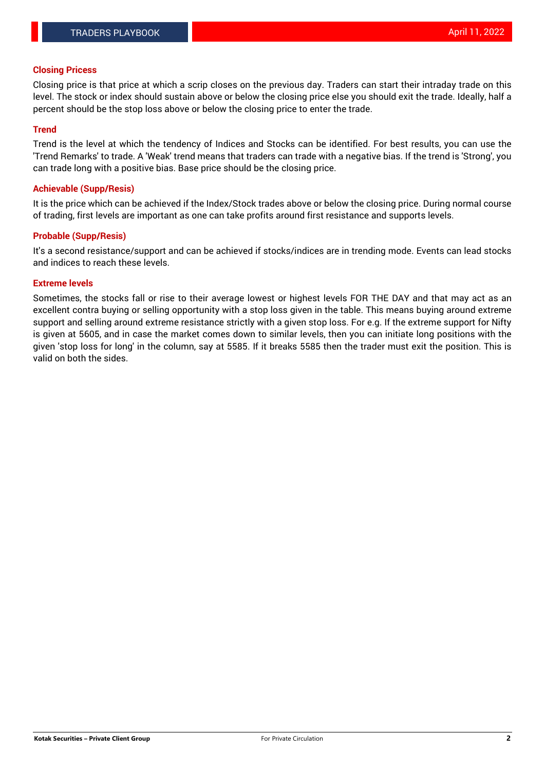## Closing Pricess

Closing price is that price at which a scrip closes on the previous day. Traders can start their intraday trade on this level. The stock or index should sustain above or below the closing price else you should exit the trade. Ideally, half a percent should be the stop loss above or below the closing price to enter the trade.

## Trend

Trend is the level at which the tendency of Indices and Stocks can be identified. For best results, you can use the 'Trend Remarks' to trade. A 'Weak' trend means that traders can trade with a negative bias. If the trend is 'Strong', you can trade long with a positive bias. Base price should be the closing price.

## Achievable (Supp/Resis)

It is the price which can be achieved if the Index/Stock trades above or below the closing price. During normal course of trading, first levels are important as one can take profits around first resistance and supports levels.

## Probable (Supp/Resis)

It's a second resistance/support and can be achieved if stocks/indices are in trending mode. Events can lead stocks and indices to reach these levels.

## Extreme levels

Sometimes, the stocks fall or rise to their average lowest or highest levels FOR THE DAY and that may act as an excellent contra buying or selling opportunity with a stop loss given in the table. This means buying around extreme support and selling around extreme resistance strictly with a given stop loss. For e.g. If the extreme support for Nifty is given at 5605, and in case the market comes down to similar levels, then you can initiate long positions with the given 'stop loss for long' in the column, say at 5585. If it breaks 5585 then the trader must exit the position. This is valid on both the sides.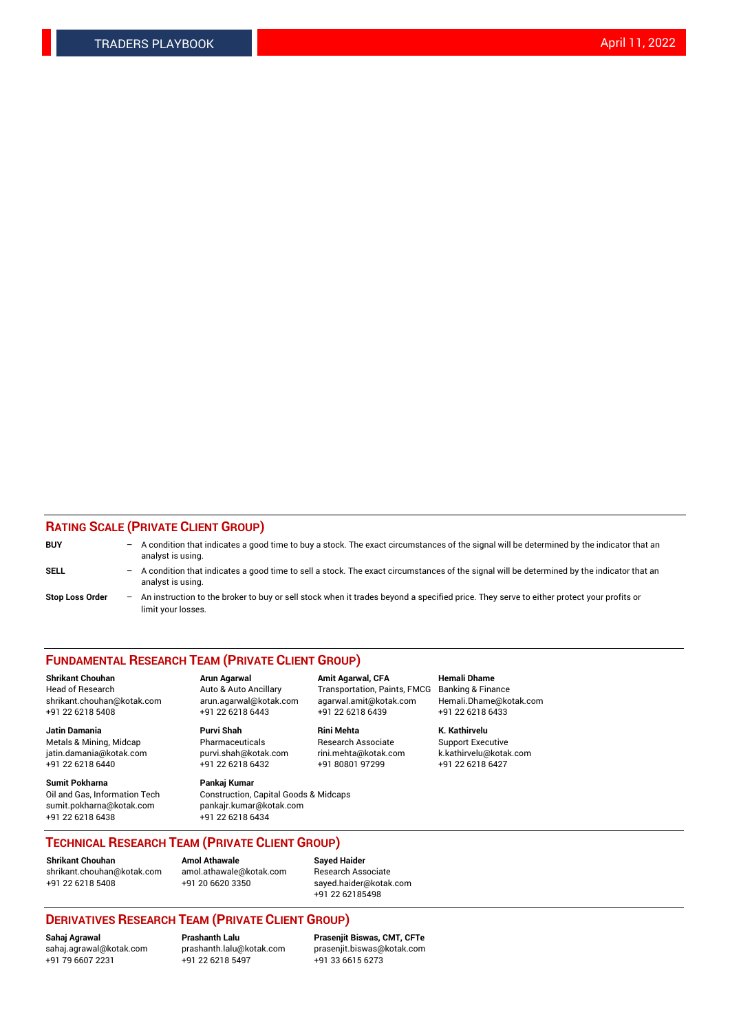## RATING SCALE (PRIVATE CLIENT GROUP)

**BUY** – A condition that indicates a good time to buy a stock. The exact circumstances of the signal will be determined by the indicator that an analyst is using.

**SELL** – A condition that indicates a good time to sell a stock. The exact circumstances of the signal will be determined by the indicator that an analyst is using.

**Stop Loss Order** – An instruction to the broker to buy or sell stock when it trades beyond a specified price. They serve to either protect your profits or limit your losses.

## FUNDAMENTAL RESEARCH TEAM (PRIVATE CLIENT GROUP)

**Shrikant Chouhan**
Head of Research
shrikant.chouhan@kotak.com
+91 22 6218 5408

**Arun Agarwal**
Auto & Auto Ancillary
arun.agarwal@kotak.com
+91 22 6218 6443

**Amit Agarwal, CFA**
Transportation, Paints, FMCG
agarwal.amit@kotak.com
+91 22 6218 6439

**Hemali Dhame**
Banking & Finance
Hemali.Dhame@kotak.com
+91 22 6218 6433

**Jatin Damania**
Metals & Mining, Midcap
jatin.damania@kotak.com
+91 22 6218 6440

**Purvi Shah**
Pharmaceuticals
purvi.shah@kotak.com
+91 22 6218 6432

**Rini Mehta**
Research Associate
rini.mehta@kotak.com
+91 80801 97299

**K. Kathirvelu**
Support Executive
k.kathirvelu@kotak.com
+91 22 6218 6427

**Sumit Pokharna**
Oil and Gas, Information Tech
sumit.pokharna@kotak.com
+91 22 6218 6438

**Pankaj Kumar**
Construction, Capital Goods & Midcaps
pankajr.kumar@kotak.com
+91 22 6218 6434

## TECHNICAL RESEARCH TEAM (PRIVATE CLIENT GROUP)

**Shrikant Chouhan**
shrikant.chouhan@kotak.com
+91 22 6218 5408

**Amol Athawale**
amol.athawale@kotak.com
+91 20 6620 3350

**Sayed Haider**
Research Associate
sayed.haider@kotak.com
+91 22 62185498

## DERIVATIVES RESEARCH TEAM (PRIVATE CLIENT GROUP)

**Sahaj Agrawal**
sahaj.agrawal@kotak.com
+91 79 6607 2231

**Prashanth Lalu**
prashanth.lalu@kotak.com
+91 22 6218 5497

**Prasenjit Biswas, CMT, CFTe**
prasenjit.biswas@kotak.com
+91 33 6615 6273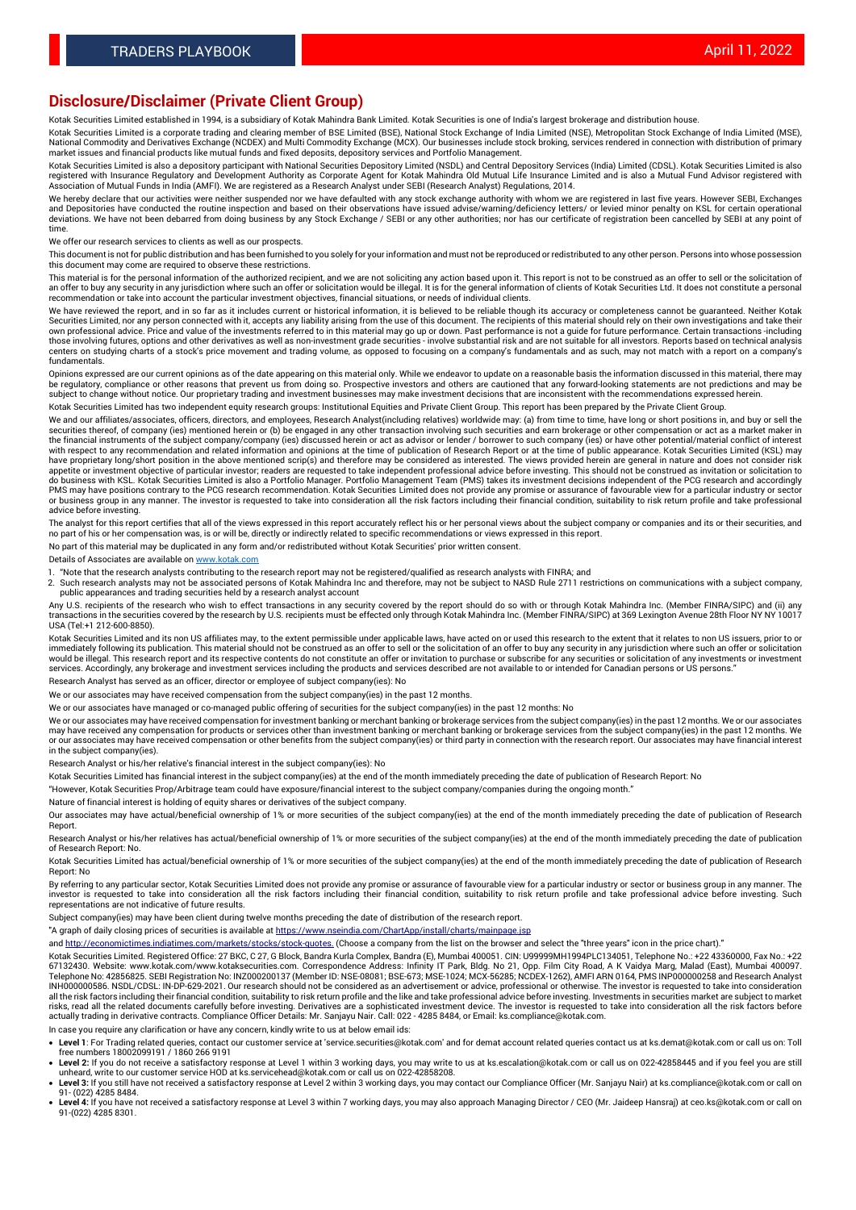# Disclosure/Disclaimer (Private Client Group)

Kotak Securities Limited established in 1994, is a subsidiary of Kotak Mahindra Bank Limited. Kotak Securities is one of India's largest brokerage and distribution house.

Kotak Securities Limited is a corporate trading and clearing member of BSE Limited (BSE), National Stock Exchange of India Limited (NSE), Metropolitan Stock Exchange of India Limited (MSE), National Commodity and Derivatives Exchange (NCDEX) and Multi Commodity Exchange (MCX). Our businesses include stock broking, services rendered in connection with distribution of primary market issues and financial products like mutual funds and fixed deposits, depository services and Portfolio Management.

Kotak Securities Limited is also a depository participant with National Securities Depository Limited (NSDL) and Central Depository Services (India) Limited (CDSL). Kotak Securities Limited is also registered with Insurance Regulatory and Development Authority as Corporate Agent for Kotak Mahindra Old Mutual Life Insurance Limited and is also a Mutual Fund Advisor registered with Association of Mutual Funds in India (AMFI). We are registered as a Research Analyst under SEBI (Research Analyst) Regulations, 2014.

We hereby declare that our activities were neither suspended nor we have defaulted with any stock exchange authority with whom we are registered in last five years. However SEBI, Exchanges and Depositories have conducted the routine inspection and based on their observations have issued advise/warning/deficiency letters/ or levied minor penalty on KSL for certain operational deviations. We have not been debarred from doing business by any Stock Exchange / SEBI or any other authorities; nor has our certificate of registration been cancelled by SEBI at any point of time.

We offer our research services to clients as well as our prospects.

This document is not for public distribution and has been furnished to you solely for your information and must not be reproduced or redistributed to any other person. Persons into whose possession this document may come are required to observe these restrictions.

This material is for the personal information of the authorized recipient, and we are not soliciting any action based upon it. This report is not to be construed as an offer to sell or the solicitation of an offer to buy any security in any jurisdiction where such an offer or solicitation would be illegal. It is for the general information of clients of Kotak Securities Ltd. It does not constitute a personal recommendation or take into account the particular investment objectives, financial situations, or needs of individual clients.

We have reviewed the report, and in so far as it includes current or historical information, it is believed to be reliable though its accuracy or completeness cannot be guaranteed. Neither Kotak Securities Limited, nor any person connected with it, accepts any liability arising from the use of this document. The recipients of this material should rely on their own investigations and take their own professional advice. Price and value of the investments referred to in this material may go up or down. Past performance is not a guide for future performance. Certain transactions -including those involving futures, options and other derivatives as well as non-investment grade securities - involve substantial risk and are not suitable for all investors. Reports based on technical analysis centers on studying charts of a stock's price movement and trading volume, as opposed to focusing on a company's fundamentals and as such, may not match with a report on a company's fundamentals.

Opinions expressed are our current opinions as of the date appearing on this material only. While we endeavor to update on a reasonable basis the information discussed in this material, there may be regulatory, compliance or other reasons that prevent us from doing so. Prospective investors and others are cautioned that any forward-looking statements are not predictions and may be subject to change without notice. Our proprietary trading and investment businesses may make investment decisions that are inconsistent with the recommendations expressed herein.

Kotak Securities Limited has two independent equity research groups: Institutional Equities and Private Client Group. This report has been prepared by the Private Client Group.

We and our affiliates/associates, officers, directors, and employees, Research Analyst(including relatives) worldwide may: (a) from time to time, have long or short positions in, and buy or sell the securities thereof, of company (ies) mentioned herein or (b) be engaged in any other transaction involving such securities and earn brokerage or other compensation or act as a market maker in the financial instruments of the subject company/company (ies) discussed herein or act as advisor or lender / borrower to such company (ies) or have other potential/material conflict of interest with respect to any recommendation and related information and opinions at the time of publication of Research Report or at the time of public appearance. Kotak Securities Limited (KSL) may have proprietary long/short position in the above mentioned scrip(s) and therefore may be considered as interested. The views provided herein are general in nature and does not consider risk appetite or investment objective of particular investor; readers are requested to take independent professional advice before investing. This should not be construed as invitation or solicitation to do business with KSL. Kotak Securities Limited is also a Portfolio Manager. Portfolio Management Team (PMS) takes its investment decisions independent of the PCG research and accordingly PMS may have positions contrary to the PCG research recommendation. Kotak Securities Limited does not provide any promise or assurance of favourable view for a particular industry or sector or business group in any manner. The investor is requested to take into consideration all the risk factors including their financial condition, suitability to risk return profile and take professional advice before investing.

The analyst for this report certifies that all of the views expressed in this report accurately reflect his or her personal views about the subject company or companies and its or their securities, and no part of his or her compensation was, is or will be, directly or indirectly related to specific recommendations or views expressed in this report.

No part of this material may be duplicated in any form and/or redistributed without Kotak Securities' prior written consent.

Details of Associates are available on www.kotak.com

1. "Note that the research analysts contributing to the research report may not be registered/qualified as research analysts with FINRA; and
2. Such research analysts may not be associated persons of Kotak Mahindra Inc and therefore, may not be subject to NASD Rule 2711 restrictions on communications with a subject company, public appearances and trading securities held by a research analyst account

Any U.S. recipients of the research who wish to effect transactions in any security covered by the report should do so with or through Kotak Mahindra Inc. (Member FINRA/SIPC) and (ii) any transactions in the securities covered by the research by U.S. recipients must be effected only through Kotak Mahindra Inc. (Member FINRA/SIPC) at 369 Lexington Avenue 28th Floor NY NY 10017 USA (Tel:+1 212-600-8850).

Kotak Securities Limited and its non US affiliates may, to the extent permissible under applicable laws, have acted on or used this research to the extent that it relates to non US issuers, prior to or immediately following its publication. This material should not be construed as an offer to sell or the solicitation of an offer to buy any security in any jurisdiction where such an offer or solicitation would be illegal. This research report and its respective contents do not constitute an offer or invitation to purchase or subscribe for any securities or solicitation of any investments or investment services. Accordingly, any brokerage and investment services including the products and services described are not available to or intended for Canadian persons or US persons."

Research Analyst has served as an officer, director or employee of subject company(ies): No

We or our associates may have received compensation from the subject company(ies) in the past 12 months.

We or our associates have managed or co-managed public offering of securities for the subject company(ies) in the past 12 months: No

We or our associates may have received compensation for investment banking or merchant banking or brokerage services from the subject company(ies) in the past 12 months. We or our associates may have received any compensation for products or services other than investment banking or merchant banking or brokerage services from the subject company(ies) in the past 12 months. We or our associates may have received compensation or other benefits from the subject company(ies) or third party in connection with the research report. Our associates may have financial interest in the subject company(ies).

Research Analyst or his/her relative's financial interest in the subject company(ies): No

Kotak Securities Limited has financial interest in the subject company(ies) at the end of the month immediately preceding the date of publication of Research Report: No

"However, Kotak Securities Prop/Arbitrage team could have exposure/financial interest to the subject company/companies during the ongoing month."

Nature of financial interest is holding of equity shares or derivatives of the subject company.

Our associates may have actual/beneficial ownership of 1% or more securities of the subject company(ies) at the end of the month immediately preceding the date of publication of Research Report.

Research Analyst or his/her relatives has actual/beneficial ownership of 1% or more securities of the subject company(ies) at the end of the month immediately preceding the date of publication of Research Report: No.

Kotak Securities Limited has actual/beneficial ownership of 1% or more securities of the subject company(ies) at the end of the month immediately preceding the date of publication of Research Report: No

By referring to any particular sector, Kotak Securities Limited does not provide any promise or assurance of favourable view for a particular industry or sector or business group in any manner. The investor is requested to take into consideration all the risk factors including their financial condition, suitability to risk return profile and take professional advice before investing. Such representations are not indicative of future results.

Subject company(ies) may have been client during twelve months preceding the date of distribution of the research report.

"A graph of daily closing prices of securities is available at https://www.nseindia.com/ChartApp/install/charts/mainpage.jsp

and http://economictimes.indiatimes.com/markets/stocks/stock-quotes. (Choose a company from the list on the browser and select the "three years" icon in the price chart)."

Kotak Securities Limited. Registered Office: 27 BKC, C 27, G Block, Bandra Kurla Complex, Bandra (E), Mumbai 400051. CIN: U99999MH1994PLC134051, Telephone No.: +22 43360000, Fax No.: +22 67132430. Website: www.kotak.com/www.kotaksecurities.com. Correspondence Address: Infinity IT Park, Bldg. No 21, Opp. Film City Road, A K Vaidya Marg, Malad (East), Mumbai 400097. Telephone No: 42856825. SEBI Registration No: INZ000200137 (Member ID: NSE-08081; BSE-673; MSE-1024; MCX-56285; NCDEX-1262), AMFI ARN 0164, PMS INP000000258 and Research Analyst INH000000586. NSDL/CDSL: IN-DP-629-2021. Our research should not be considered as an advertisement or advice, professional or otherwise. The investor is requested to take into consideration all the risk factors including their financial condition, suitability to risk return profile and the like and take professional advice before investing. Investments in securities market are subject to market risks, read all the related documents carefully before investing. Derivatives are a sophisticated investment device. The investor is requested to take into consideration all the risk factors before actually trading in derivative contracts. Compliance Officer Details: Mr. Sanjayu Nair. Call: 022 - 4285 8484, or Email: ks.compliance@kotak.com.

In case you require any clarification or have any concern, kindly write to us at below email ids:

- **Level 1**: For Trading related queries, contact our customer service at 'service.securities@kotak.com' and for demat account related queries contact us at ks.demat@kotak.com or call us on: Toll free numbers 18002099191 / 1860 266 9191
- **Level 2:** If you do not receive a satisfactory response at Level 1 within 3 working days, you may write to us at ks.escalation@kotak.com or call us on 022-42858445 and if you feel you are still unheard, write to our customer service HOD at ks.servicehead@kotak.com or call us on 022-42858208.
- **Level 3:** If you still have not received a satisfactory response at Level 2 within 3 working days, you may contact our Compliance Officer (Mr. Sanjayu Nair) at ks.compliance@kotak.com or call on 91- (022) 4285 8484.
- **Level 4:** If you have not received a satisfactory response at Level 3 within 7 working days, you may also approach Managing Director / CEO (Mr. Jaideep Hansraj) at ceo.ks@kotak.com or call on 91-(022) 4285 8301.